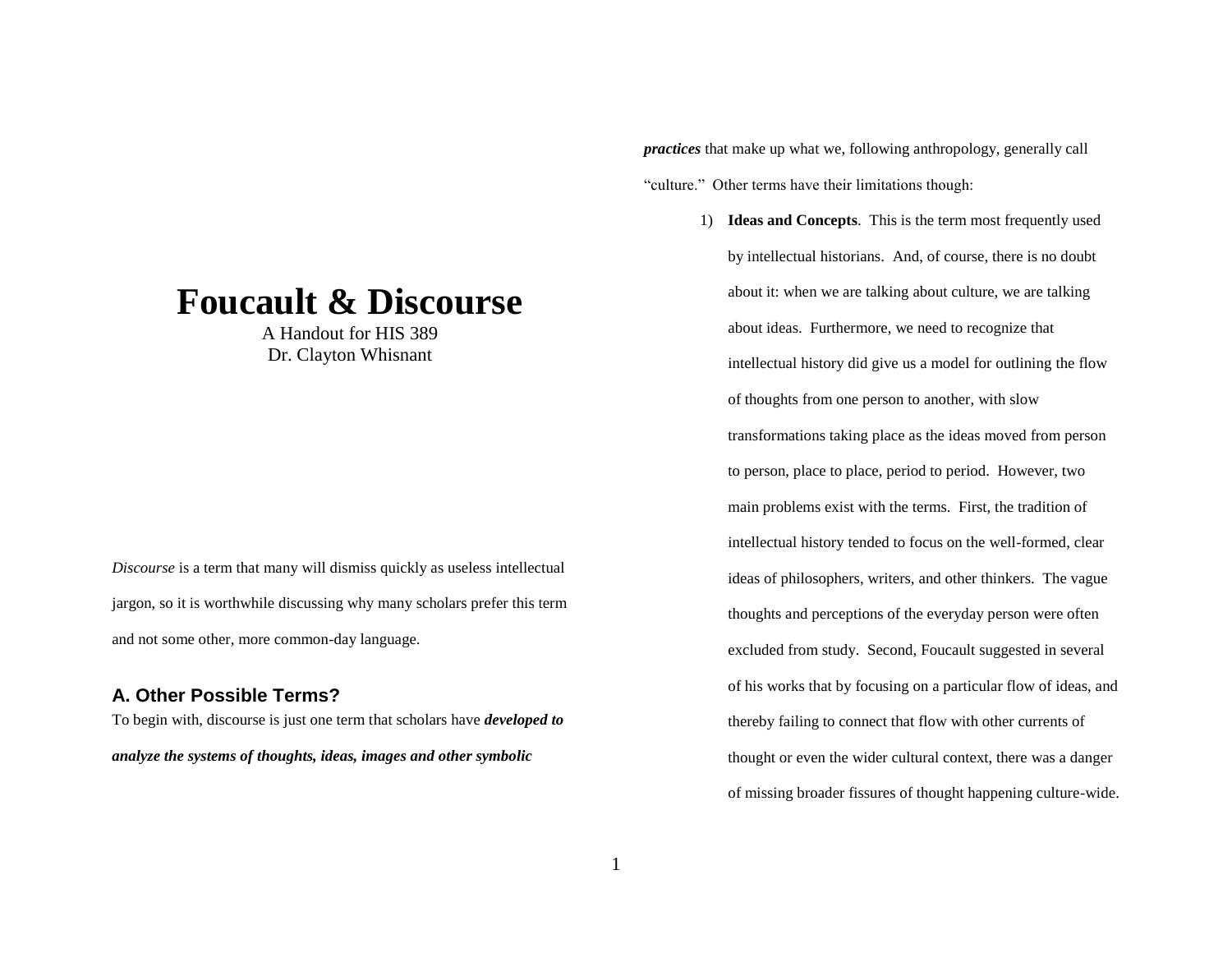# Foucault & Discourse

A Handout for HIS 389
Dr. Clayton Whisnant

*Discourse* is a term that many will dismiss quickly as useless intellectual jargon, so it is worthwhile discussing why many scholars prefer this term and not some other, more common-day language.

## A. Other Possible Terms?

To begin with, discourse is just one term that scholars have ***developed to analyze the systems of thoughts, ideas, images and other symbolic practices*** that make up what we, following anthropology, generally call "culture." Other terms have their limitations though:

1) **Ideas and Concepts**. This is the term most frequently used by intellectual historians. And, of course, there is no doubt about it: when we are talking about culture, we are talking about ideas. Furthermore, we need to recognize that intellectual history did give us a model for outlining the flow of thoughts from one person to another, with slow transformations taking place as the ideas moved from person to person, place to place, period to period. However, two main problems exist with the terms. First, the tradition of intellectual history tended to focus on the well-formed, clear ideas of philosophers, writers, and other thinkers. The vague thoughts and perceptions of the everyday person were often excluded from study. Second, Foucault suggested in several of his works that by focusing on a particular flow of ideas, and thereby failing to connect that flow with other currents of thought or even the wider cultural context, there was a danger of missing broader fissures of thought happening culture-wide.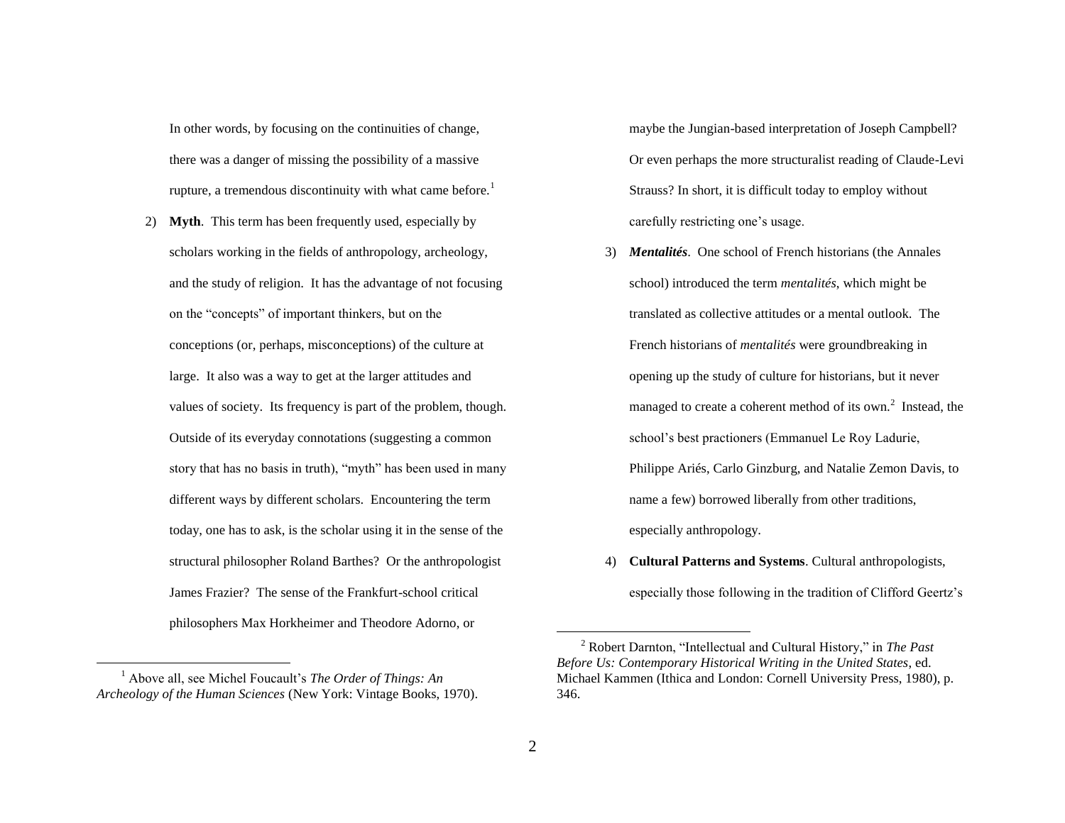In other words, by focusing on the continuities of change, there was a danger of missing the possibility of a massive rupture, a tremendous discontinuity with what came before.[1]

2) **Myth**. This term has been frequently used, especially by scholars working in the fields of anthropology, archeology, and the study of religion. It has the advantage of not focusing on the "concepts" of important thinkers, but on the conceptions (or, perhaps, misconceptions) of the culture at large. It also was a way to get at the larger attitudes and values of society. Its frequency is part of the problem, though. Outside of its everyday connotations (suggesting a common story that has no basis in truth), "myth" has been used in many different ways by different scholars. Encountering the term today, one has to ask, is the scholar using it in the sense of the structural philosopher Roland Barthes? Or the anthropologist James Frazier? The sense of the Frankfurt-school critical philosophers Max Horkheimer and Theodore Adorno, or maybe the Jungian-based interpretation of Joseph Campbell? Or even perhaps the more structuralist reading of Claude-Levi Strauss? In short, it is difficult today to employ without carefully restricting one's usage.

3) ***Mentalités***. One school of French historians (the Annales school) introduced the term *mentalités*, which might be translated as collective attitudes or a mental outlook. The French historians of *mentalités* were groundbreaking in opening up the study of culture for historians, but it never managed to create a coherent method of its own.[2] Instead, the school's best practioners (Emmanuel Le Roy Ladurie, Philippe Ariés, Carlo Ginzburg, and Natalie Zemon Davis, to name a few) borrowed liberally from other traditions, especially anthropology.

4) **Cultural Patterns and Systems**. Cultural anthropologists, especially those following in the tradition of Clifford Geertz's

---

[1] Above all, see Michel Foucault's *The Order of Things: An Archeology of the Human Sciences* (New York: Vintage Books, 1970).

[2] Robert Darnton, "Intellectual and Cultural History," in *The Past Before Us: Contemporary Historical Writing in the United States*, ed. Michael Kammen (Ithica and London: Cornell University Press, 1980), p. 346.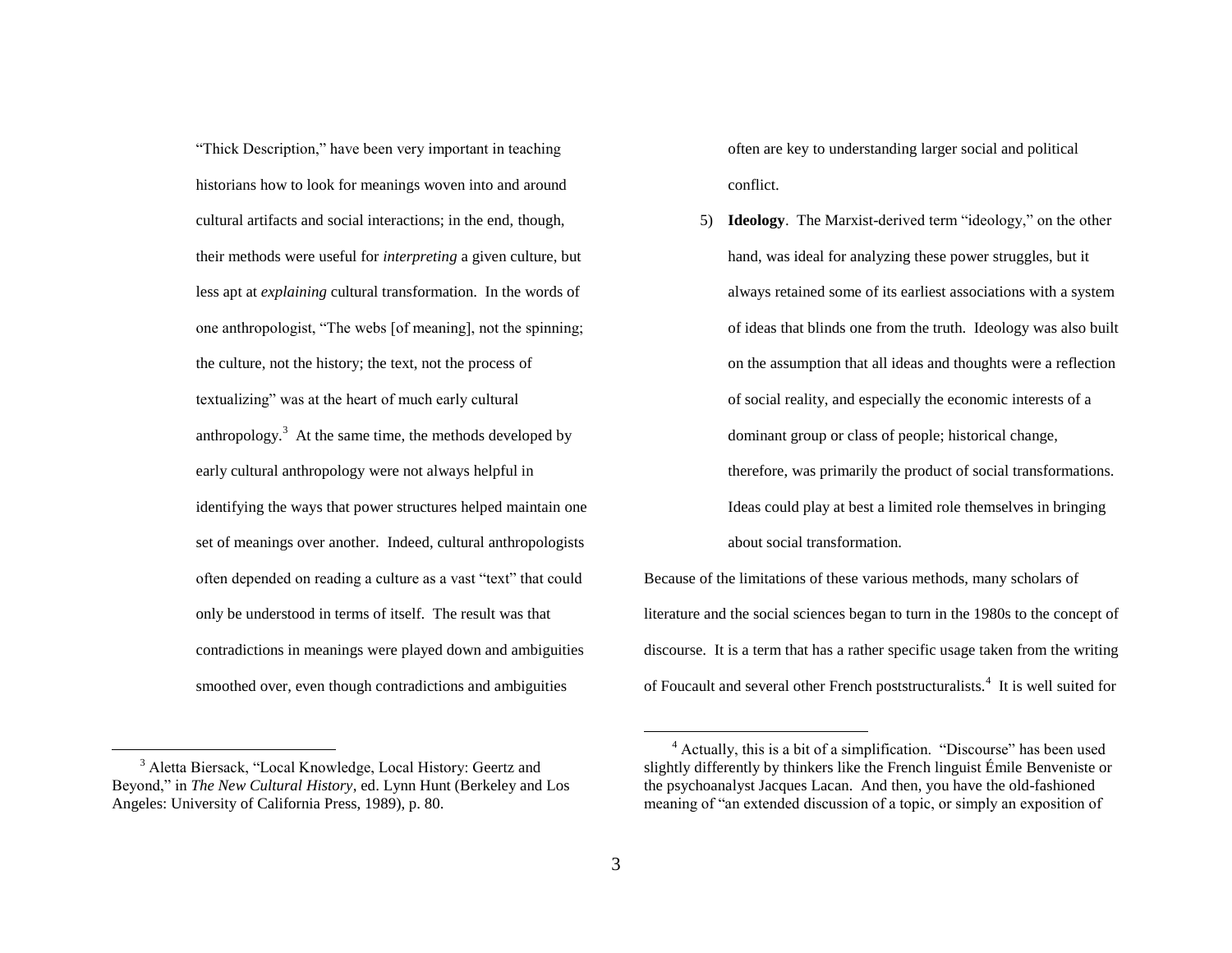"Thick Description," have been very important in teaching historians how to look for meanings woven into and around cultural artifacts and social interactions; in the end, though, their methods were useful for *interpreting* a given culture, but less apt at *explaining* cultural transformation. In the words of one anthropologist, "The webs [of meaning], not the spinning; the culture, not the history; the text, not the process of textualizing" was at the heart of much early cultural anthropology.[3] At the same time, the methods developed by early cultural anthropology were not always helpful in identifying the ways that power structures helped maintain one set of meanings over another. Indeed, cultural anthropologists often depended on reading a culture as a vast "text" that could only be understood in terms of itself. The result was that contradictions in meanings were played down and ambiguities smoothed over, even though contradictions and ambiguities often are key to understanding larger social and political conflict.

5) **Ideology**. The Marxist-derived term "ideology," on the other hand, was ideal for analyzing these power struggles, but it always retained some of its earliest associations with a system of ideas that blinds one from the truth. Ideology was also built on the assumption that all ideas and thoughts were a reflection of social reality, and especially the economic interests of a dominant group or class of people; historical change, therefore, was primarily the product of social transformations. Ideas could play at best a limited role themselves in bringing about social transformation.

Because of the limitations of these various methods, many scholars of literature and the social sciences began to turn in the 1980s to the concept of discourse. It is a term that has a rather specific usage taken from the writing of Foucault and several other French poststructuralists.[4] It is well suited for

---

[3] Aletta Biersack, "Local Knowledge, Local History: Geertz and Beyond," in *The New Cultural History*, ed. Lynn Hunt (Berkeley and Los Angeles: University of California Press, 1989), p. 80.

[4] Actually, this is a bit of a simplification. "Discourse" has been used slightly differently by thinkers like the French linguist Émile Benveniste or the psychoanalyst Jacques Lacan. And then, you have the old-fashioned meaning of "an extended discussion of a topic, or simply an exposition of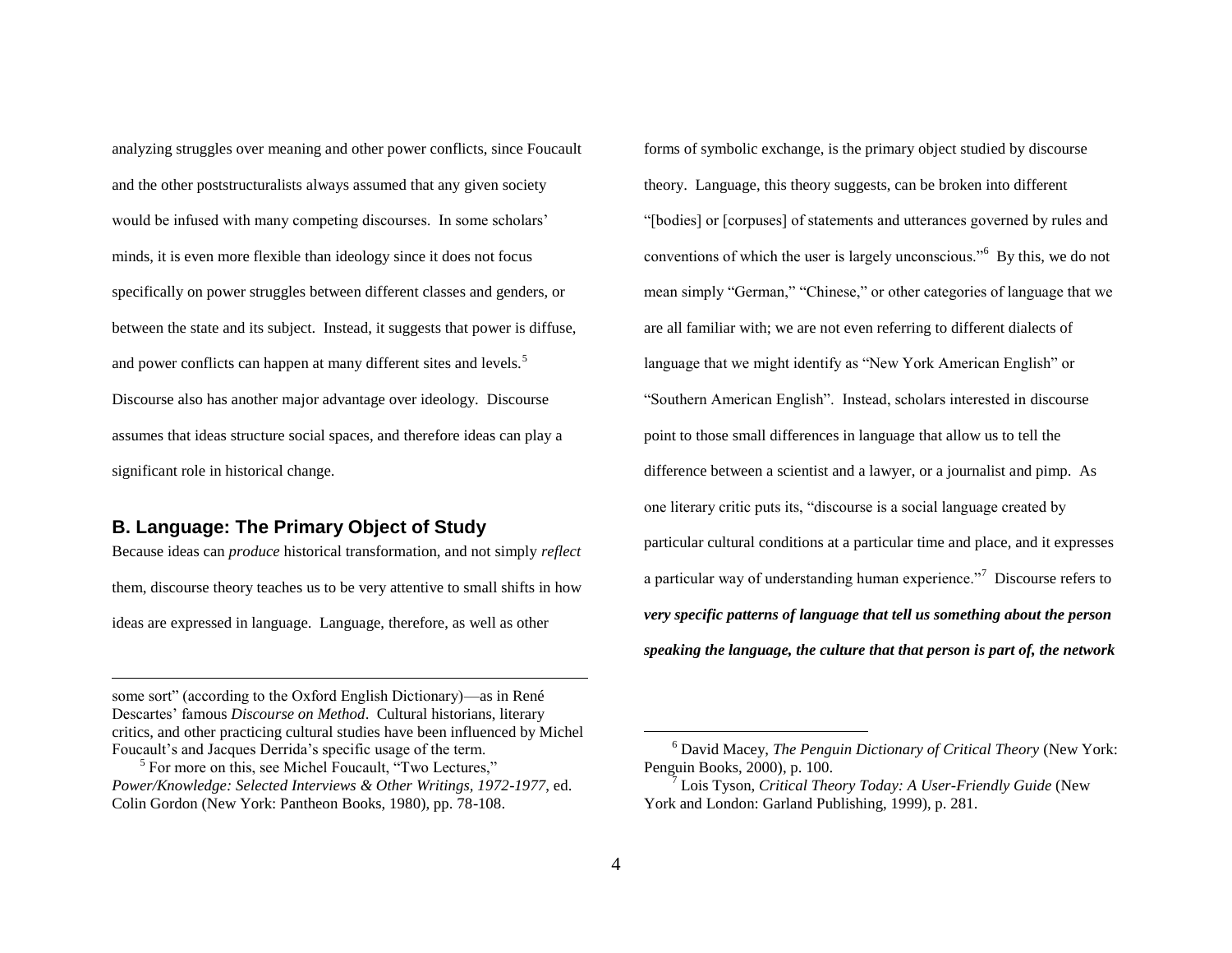analyzing struggles over meaning and other power conflicts, since Foucault and the other poststructuralists always assumed that any given society would be infused with many competing discourses. In some scholars' minds, it is even more flexible than ideology since it does not focus specifically on power struggles between different classes and genders, or between the state and its subject. Instead, it suggests that power is diffuse, and power conflicts can happen at many different sites and levels.[5] Discourse also has another major advantage over ideology. Discourse assumes that ideas structure social spaces, and therefore ideas can play a significant role in historical change.

## B. Language: The Primary Object of Study

Because ideas can *produce* historical transformation, and not simply *reflect* them, discourse theory teaches us to be very attentive to small shifts in how ideas are expressed in language. Language, therefore, as well as other forms of symbolic exchange, is the primary object studied by discourse theory. Language, this theory suggests, can be broken into different "[bodies] or [corpuses] of statements and utterances governed by rules and conventions of which the user is largely unconscious."[6] By this, we do not mean simply "German," "Chinese," or other categories of language that we are all familiar with; we are not even referring to different dialects of language that we might identify as "New York American English" or "Southern American English". Instead, scholars interested in discourse point to those small differences in language that allow us to tell the difference between a scientist and a lawyer, or a journalist and pimp. As one literary critic puts its, "discourse is a social language created by particular cultural conditions at a particular time and place, and it expresses a particular way of understanding human experience."[7] Discourse refers to ***very specific patterns of language that tell us something about the person speaking the language, the culture that that person is part of, the network***

---

some sort" (according to the Oxford English Dictionary)—as in René Descartes' famous *Discourse on Method*. Cultural historians, literary critics, and other practicing cultural studies have been influenced by Michel Foucault's and Jacques Derrida's specific usage of the term.

[5] For more on this, see Michel Foucault, "Two Lectures," *Power/Knowledge: Selected Interviews & Other Writings, 1972-1977*, ed. Colin Gordon (New York: Pantheon Books, 1980), pp. 78-108.

[6] David Macey, *The Penguin Dictionary of Critical Theory* (New York: Penguin Books, 2000), p. 100.

[7] Lois Tyson, *Critical Theory Today: A User-Friendly Guide* (New York and London: Garland Publishing, 1999), p. 281.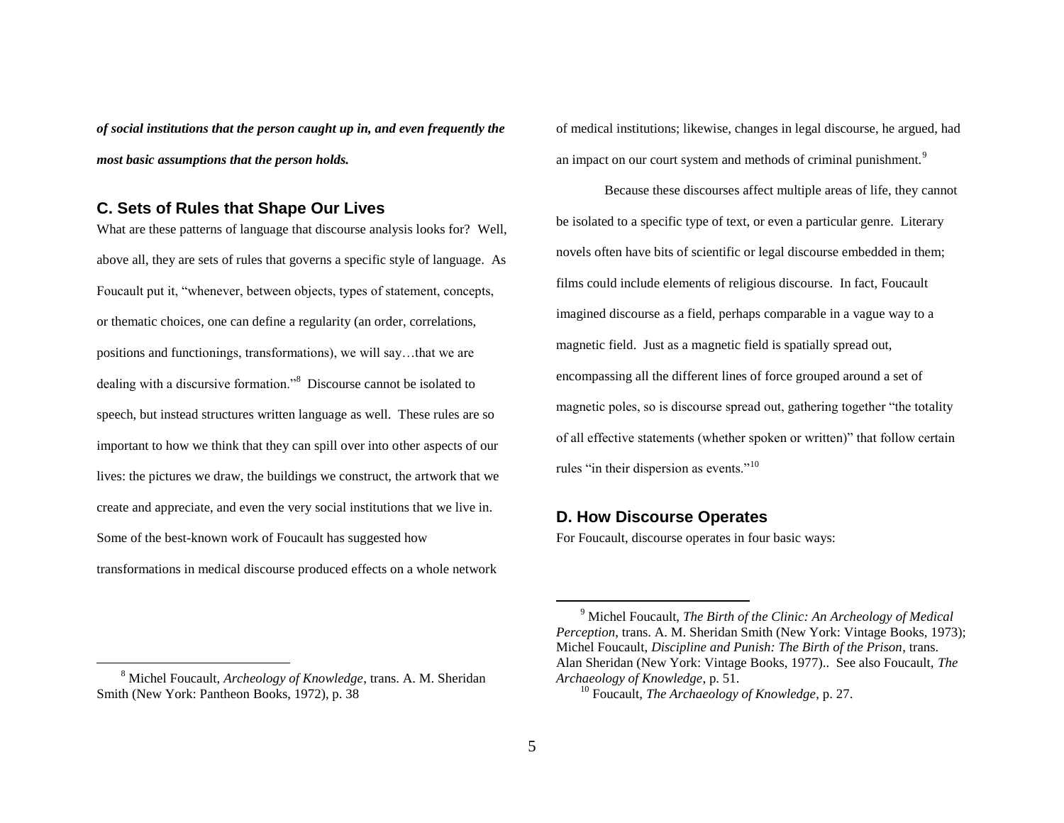***of social institutions that the person caught up in, and even frequently the most basic assumptions that the person holds.***

## C. Sets of Rules that Shape Our Lives

What are these patterns of language that discourse analysis looks for? Well, above all, they are sets of rules that governs a specific style of language. As Foucault put it, "whenever, between objects, types of statement, concepts, or thematic choices, one can define a regularity (an order, correlations, positions and functionings, transformations), we will say…that we are dealing with a discursive formation."[8] Discourse cannot be isolated to speech, but instead structures written language as well. These rules are so important to how we think that they can spill over into other aspects of our lives: the pictures we draw, the buildings we construct, the artwork that we create and appreciate, and even the very social institutions that we live in. Some of the best-known work of Foucault has suggested how transformations in medical discourse produced effects on a whole network of medical institutions; likewise, changes in legal discourse, he argued, had an impact on our court system and methods of criminal punishment.[9]

Because these discourses affect multiple areas of life, they cannot be isolated to a specific type of text, or even a particular genre. Literary novels often have bits of scientific or legal discourse embedded in them; films could include elements of religious discourse. In fact, Foucault imagined discourse as a field, perhaps comparable in a vague way to a magnetic field. Just as a magnetic field is spatially spread out, encompassing all the different lines of force grouped around a set of magnetic poles, so is discourse spread out, gathering together "the totality of all effective statements (whether spoken or written)" that follow certain rules "in their dispersion as events."[10]

## D. How Discourse Operates

For Foucault, discourse operates in four basic ways:

---

[8] Michel Foucault, *Archeology of Knowledge*, trans. A. M. Sheridan Smith (New York: Pantheon Books, 1972), p. 38

[9] Michel Foucault, *The Birth of the Clinic: An Archeology of Medical Perception*, trans. A. M. Sheridan Smith (New York: Vintage Books, 1973); Michel Foucault, *Discipline and Punish: The Birth of the Prison*, trans. Alan Sheridan (New York: Vintage Books, 1977).. See also Foucault, *The Archaeology of Knowledge*, p. 51.

[10] Foucault, *The Archaeology of Knowledge*, p. 27.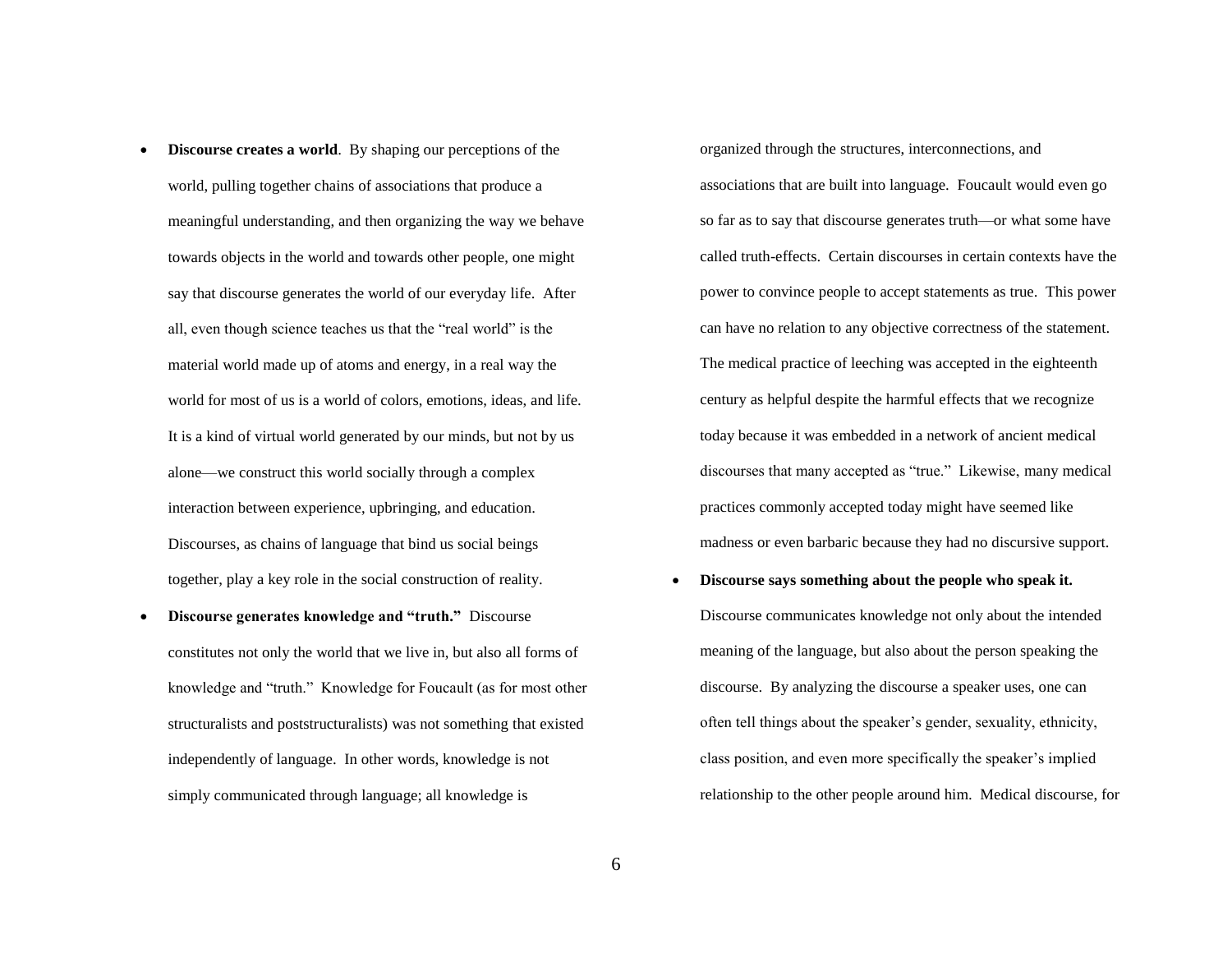- **Discourse creates a world**. By shaping our perceptions of the world, pulling together chains of associations that produce a meaningful understanding, and then organizing the way we behave towards objects in the world and towards other people, one might say that discourse generates the world of our everyday life. After all, even though science teaches us that the "real world" is the material world made up of atoms and energy, in a real way the world for most of us is a world of colors, emotions, ideas, and life. It is a kind of virtual world generated by our minds, but not by us alone—we construct this world socially through a complex interaction between experience, upbringing, and education. Discourses, as chains of language that bind us social beings together, play a key role in the social construction of reality.
- **Discourse generates knowledge and "truth."** Discourse constitutes not only the world that we live in, but also all forms of knowledge and "truth." Knowledge for Foucault (as for most other structuralists and poststructuralists) was not something that existed independently of language. In other words, knowledge is not simply communicated through language; all knowledge is organized through the structures, interconnections, and associations that are built into language. Foucault would even go so far as to say that discourse generates truth—or what some have called truth-effects. Certain discourses in certain contexts have the power to convince people to accept statements as true. This power can have no relation to any objective correctness of the statement. The medical practice of leeching was accepted in the eighteenth century as helpful despite the harmful effects that we recognize today because it was embedded in a network of ancient medical discourses that many accepted as "true." Likewise, many medical practices commonly accepted today might have seemed like madness or even barbaric because they had no discursive support.
- **Discourse says something about the people who speak it.** Discourse communicates knowledge not only about the intended meaning of the language, but also about the person speaking the discourse. By analyzing the discourse a speaker uses, one can often tell things about the speaker's gender, sexuality, ethnicity, class position, and even more specifically the speaker's implied relationship to the other people around him. Medical discourse, for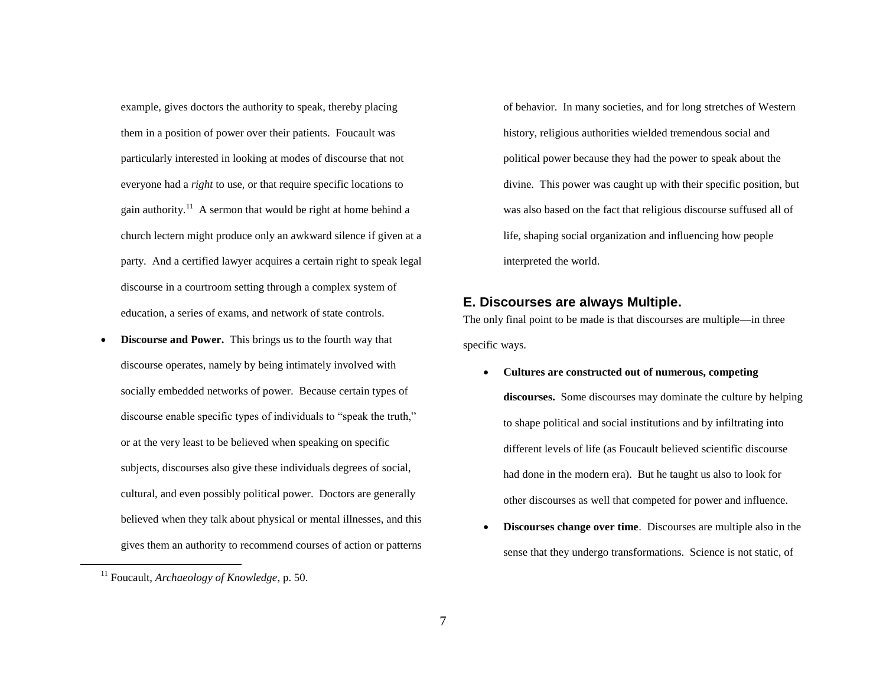example, gives doctors the authority to speak, thereby placing them in a position of power over their patients. Foucault was particularly interested in looking at modes of discourse that not everyone had a *right* to use, or that require specific locations to gain authority.[11] A sermon that would be right at home behind a church lectern might produce only an awkward silence if given at a party. And a certified lawyer acquires a certain right to speak legal discourse in a courtroom setting through a complex system of education, a series of exams, and network of state controls.

- **Discourse and Power.** This brings us to the fourth way that discourse operates, namely by being intimately involved with socially embedded networks of power. Because certain types of discourse enable specific types of individuals to "speak the truth," or at the very least to be believed when speaking on specific subjects, discourses also give these individuals degrees of social, cultural, and even possibly political power. Doctors are generally believed when they talk about physical or mental illnesses, and this gives them an authority to recommend courses of action or patterns of behavior. In many societies, and for long stretches of Western history, religious authorities wielded tremendous social and political power because they had the power to speak about the divine. This power was caught up with their specific position, but was also based on the fact that religious discourse suffused all of life, shaping social organization and influencing how people interpreted the world.

### E. Discourses are always Multiple.

The only final point to be made is that discourses are multiple—in three specific ways.

- **Cultures are constructed out of numerous, competing discourses.** Some discourses may dominate the culture by helping to shape political and social institutions and by infiltrating into different levels of life (as Foucault believed scientific discourse had done in the modern era). But he taught us also to look for other discourses as well that competed for power and influence.
- **Discourses change over time**. Discourses are multiple also in the sense that they undergo transformations. Science is not static, of

[11] Foucault, *Archaeology of Knowledge*, p. 50.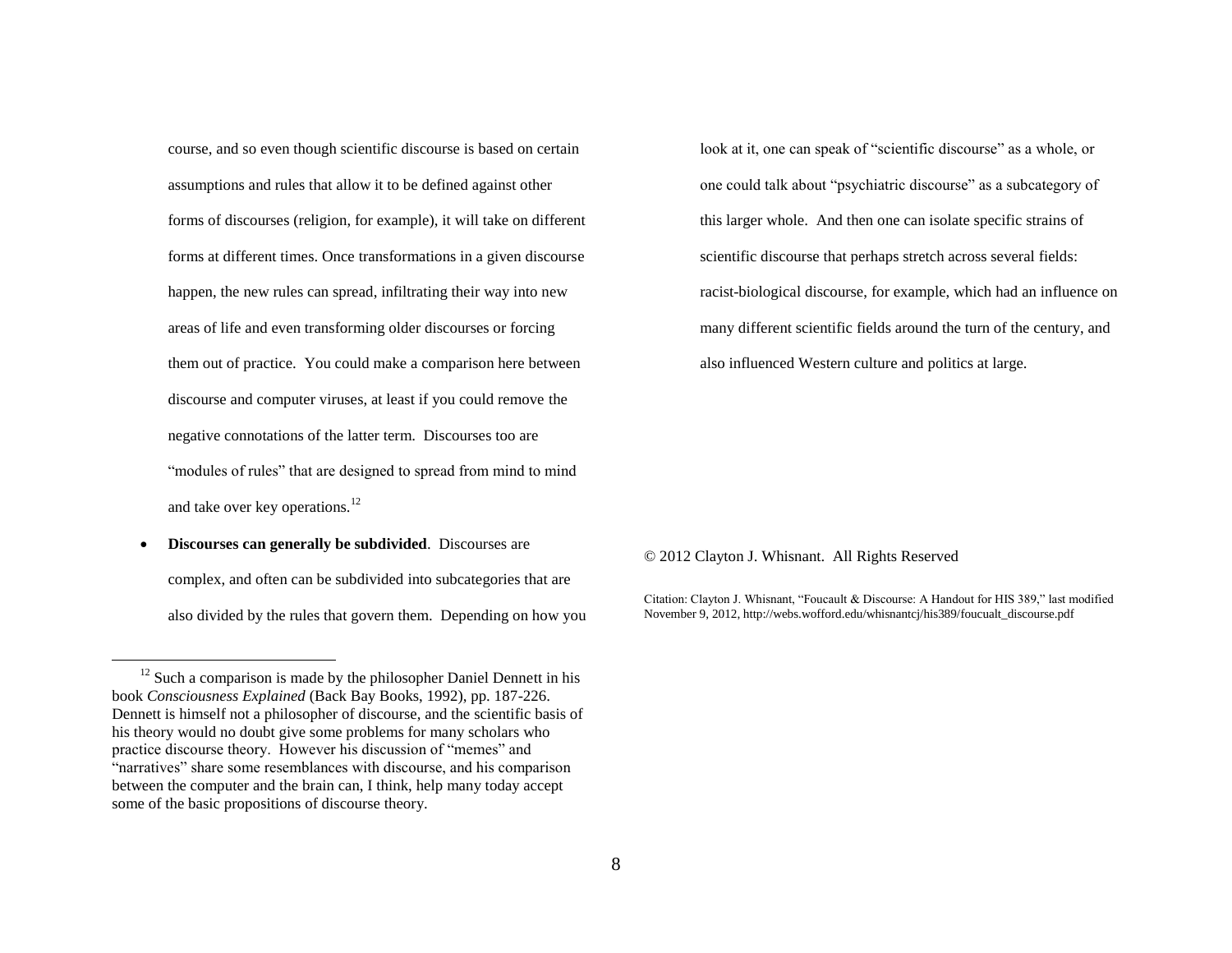course, and so even though scientific discourse is based on certain assumptions and rules that allow it to be defined against other forms of discourses (religion, for example), it will take on different forms at different times. Once transformations in a given discourse happen, the new rules can spread, infiltrating their way into new areas of life and even transforming older discourses or forcing them out of practice. You could make a comparison here between discourse and computer viruses, at least if you could remove the negative connotations of the latter term. Discourses too are "modules of rules" that are designed to spread from mind to mind and take over key operations.[12]

- **Discourses can generally be subdivided**. Discourses are complex, and often can be subdivided into subcategories that are also divided by the rules that govern them. Depending on how you look at it, one can speak of "scientific discourse" as a whole, or one could talk about "psychiatric discourse" as a subcategory of this larger whole. And then one can isolate specific strains of scientific discourse that perhaps stretch across several fields: racist-biological discourse, for example, which had an influence on many different scientific fields around the turn of the century, and also influenced Western culture and politics at large.

© 2012 Clayton J. Whisnant. All Rights Reserved

Citation: Clayton J. Whisnant, "Foucault & Discourse: A Handout for HIS 389," last modified November 9, 2012, http://webs.wofford.edu/whisnantcj/his389/foucualt_discourse.pdf

---

[12] Such a comparison is made by the philosopher Daniel Dennett in his book *Consciousness Explained* (Back Bay Books, 1992), pp. 187-226. Dennett is himself not a philosopher of discourse, and the scientific basis of his theory would no doubt give some problems for many scholars who practice discourse theory. However his discussion of "memes" and "narratives" share some resemblances with discourse, and his comparison between the computer and the brain can, I think, help many today accept some of the basic propositions of discourse theory.